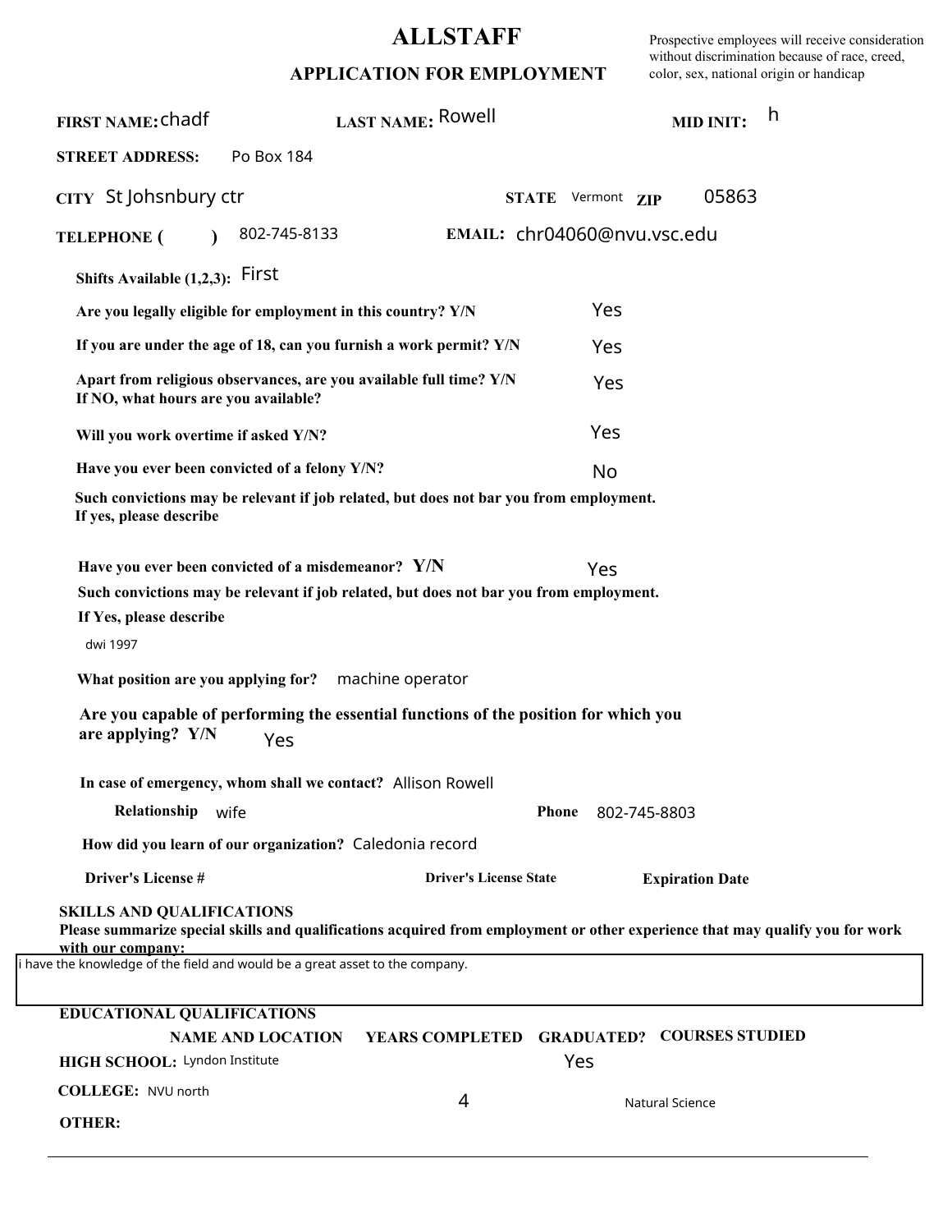# ALLSTAFF

## APPLICATION FOR EMPLOYMENT

Prospective employees will receive consideration without discrimination because of race, creed, color, sex, national origin or handicap

**FIRST NAME:** chadf **LAST NAME:** Rowell **MID INIT:** h

**STREET ADDRESS:** Po Box 184

**CITY** St Johsnbury ctr **STATE** Vermont **ZIP** 05863

**TELEPHONE ( )** 802-745-8133 **EMAIL:** chr04060@nvu.vsc.edu

**Shifts Available (1,2,3):** First

**Are you legally eligible for employment in this country? Y/N** Yes

**If you are under the age of 18, can you furnish a work permit? Y/N** Yes

**Apart from religious observances, are you available full time? Y/N** Yes
**If NO, what hours are you available?**

**Will you work overtime if asked Y/N?** Yes

**Have you ever been convicted of a felony Y/N?** No

**Such convictions may be relevant if job related, but does not bar you from employment.**
**If yes, please describe**

**Have you ever been convicted of a misdemeanor? Y/N** Yes

**Such convictions may be relevant if job related, but does not bar you from employment.**
**If Yes, please describe**

dwi 1997

**What position are you applying for?** machine operator

**Are you capable of performing the essential functions of the position for which you are applying? Y/N** Yes

**In case of emergency, whom shall we contact?** Allison Rowell

**Relationship** wife **Phone** 802-745-8803

**How did you learn of our organization?** Caledonia record

**Driver's License #** **Driver's License State** **Expiration Date**

**SKILLS AND QUALIFICATIONS**
**Please summarize special skills and qualifications acquired from employment or other experience that may qualify you for work with our company:**

i have the knowledge of the field and would be a great asset to the company.

**EDUCATIONAL QUALIFICATIONS**

| | NAME AND LOCATION | YEARS COMPLETED | GRADUATED? | COURSES STUDIED |
|---|---|---|---|---|
| **HIGH SCHOOL:** | Lyndon Institute | | Yes | |
| **COLLEGE:** | NVU north | 4 | | Natural Science |
| **OTHER:** | | | | |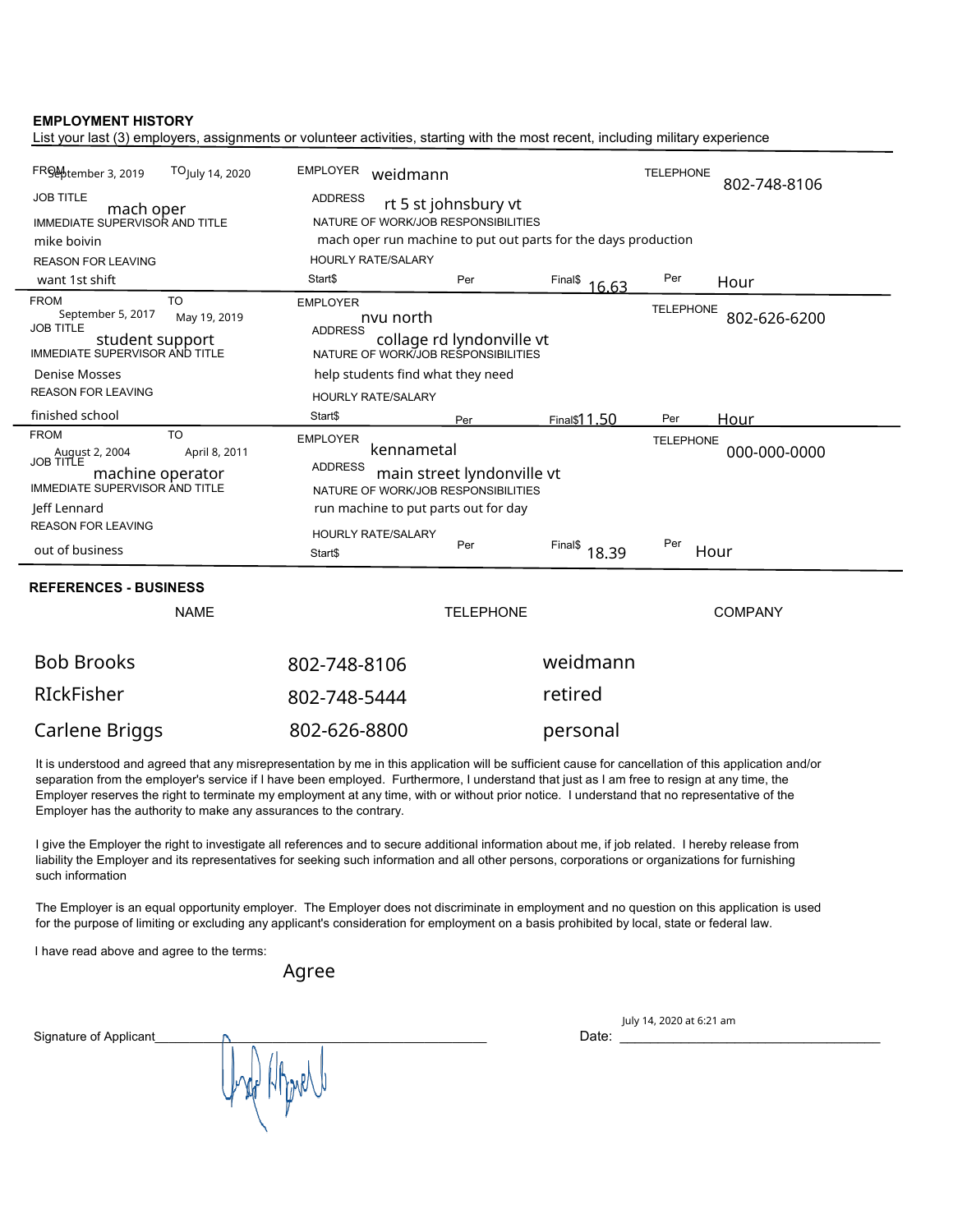## EMPLOYMENT HISTORY

List your last (3) employers, assignments or volunteer activities, starting with the most recent, including military experience

FROM September 3, 2019 TO July 14, 2020

EMPLOYER: weidmann

TELEPHONE: 802-748-8106

JOB TITLE: mach oper

ADDRESS: rt 5 st johnsbury vt

IMMEDIATE SUPERVISOR AND TITLE: mike boivin

NATURE OF WORK/JOB RESPONSIBILITIES: mach oper run machine to put out parts for the days production

REASON FOR LEAVING: want 1st shift

HOURLY RATE/SALARY: Start$ Per Final$ 16.63 Per Hour

---

FROM September 5, 2017 TO May 19, 2019

EMPLOYER: nvu north

TELEPHONE: 802-626-6200

JOB TITLE: student support

ADDRESS: collage rd lyndonville vt

IMMEDIATE SUPERVISOR AND TITLE: Denise Mosses

NATURE OF WORK/JOB RESPONSIBILITIES: help students find what they need

REASON FOR LEAVING: finished school

HOURLY RATE/SALARY: Start$ Per Final$ 11.50 Per Hour

---

FROM August 2, 2004 TO April 8, 2011

EMPLOYER: kennametal

TELEPHONE: 000-000-0000

JOB TITLE: machine operator

ADDRESS: main street lyndonville vt

IMMEDIATE SUPERVISOR AND TITLE: Jeff Lennard

NATURE OF WORK/JOB RESPONSIBILITIES: run machine to put parts out for day

REASON FOR LEAVING: out of business

HOURLY RATE/SALARY: Start$ Per Final$ 18.39 Per Hour

## REFERENCES - BUSINESS

| NAME | TELEPHONE | COMPANY |
|---|---|---|
| Bob Brooks | 802-748-8106 | weidmann |
| RIckFisher | 802-748-5444 | retired |
| Carlene Briggs | 802-626-8800 | personal |

It is understood and agreed that any misrepresentation by me in this application will be sufficient cause for cancellation of this application and/or separation from the employer's service if I have been employed. Furthermore, I understand that just as I am free to resign at any time, the Employer reserves the right to terminate my employment at any time, with or without prior notice. I understand that no representative of the Employer has the authority to make any assurances to the contrary.

I give the Employer the right to investigate all references and to secure additional information about me, if job related. I hereby release from liability the Employer and its representatives for seeking such information and all other persons, corporations or organizations for furnishing such information

The Employer is an equal opportunity employer. The Employer does not discriminate in employment and no question on this application is used for the purpose of limiting or excluding any applicant's consideration for employment on a basis prohibited by local, state or federal law.

I have read above and agree to the terms:

Agree

Signature of Applicant: [signature]

Date: July 14, 2020 at 6:21 am